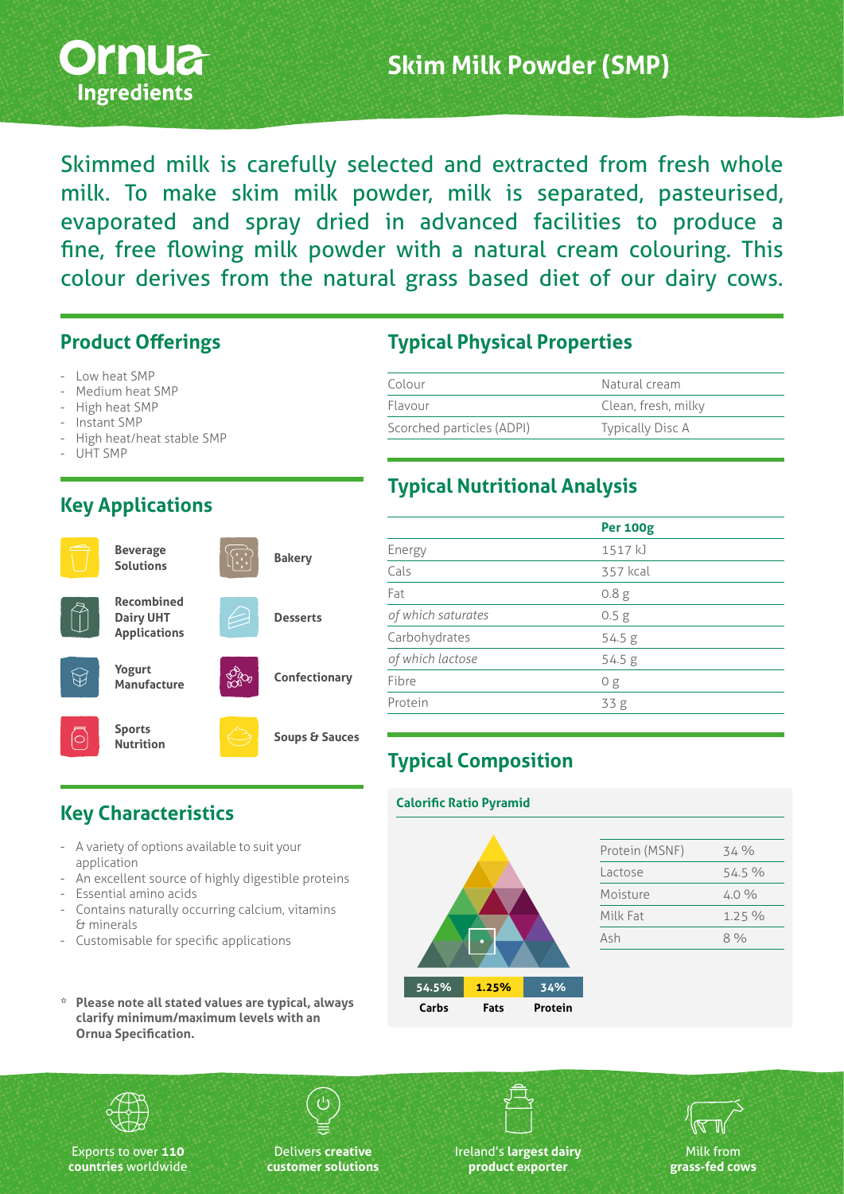# Skim Milk Powder (SMP)

Ornua Ingredients

Skimmed milk is carefully selected and extracted from fresh whole milk. To make skim milk powder, milk is separated, pasteurised, evaporated and spray dried in advanced facilities to produce a fine, free flowing milk powder with a natural cream colouring. This colour derives from the natural grass based diet of our dairy cows.

## Product Offerings

- Low heat SMP
- Medium heat SMP
- High heat SMP
- Instant SMP
- High heat/heat stable SMP
- UHT SMP

## Key Applications

- Beverage Solutions
- Bakery
- Recombined Dairy UHT Applications
- Desserts
- Yogurt Manufacture
- Confectionary
- Sports Nutrition
- Soups & Sauces

## Key Characteristics

- A variety of options available to suit your application
- An excellent source of highly digestible proteins
- Essential amino acids
- Contains naturally occurring calcium, vitamins & minerals
- Customisable for specific applications

\* **Please note all stated values are typical, always clarify minimum/maximum levels with an Ornua Specification.**

## Typical Physical Properties

| | |
|---|---|
| Colour | Natural cream |
| Flavour | Clean, fresh, milky |
| Scorched particles (ADPI) | Typically Disc A |

## Typical Nutritional Analysis

| | **Per 100g** |
|---|---|
| Energy | 1517 kJ |
| Cals | 357 kcal |
| Fat | 0.8 g |
| *of which saturates* | 0.5 g |
| Carbohydrates | 54.5 g |
| *of which lactose* | 54.5 g |
| Fibre | 0 g |
| Protein | 33 g |

## Typical Composition

**Calorific Ratio Pyramid**

| 54.5% | 1.25% | 34% |
|---|---|---|
| Carbs | Fats | Protein |

| | |
|---|---|
| Protein (MSNF) | 34 % |
| Lactose | 54.5 % |
| Moisture | 4.0 % |
| Milk Fat | 1.25 % |
| Ash | 8 % |

Exports to over **110 countries** worldwide

Delivers **creative customer solutions**

Ireland's **largest dairy product exporter**

Milk from **grass-fed cows**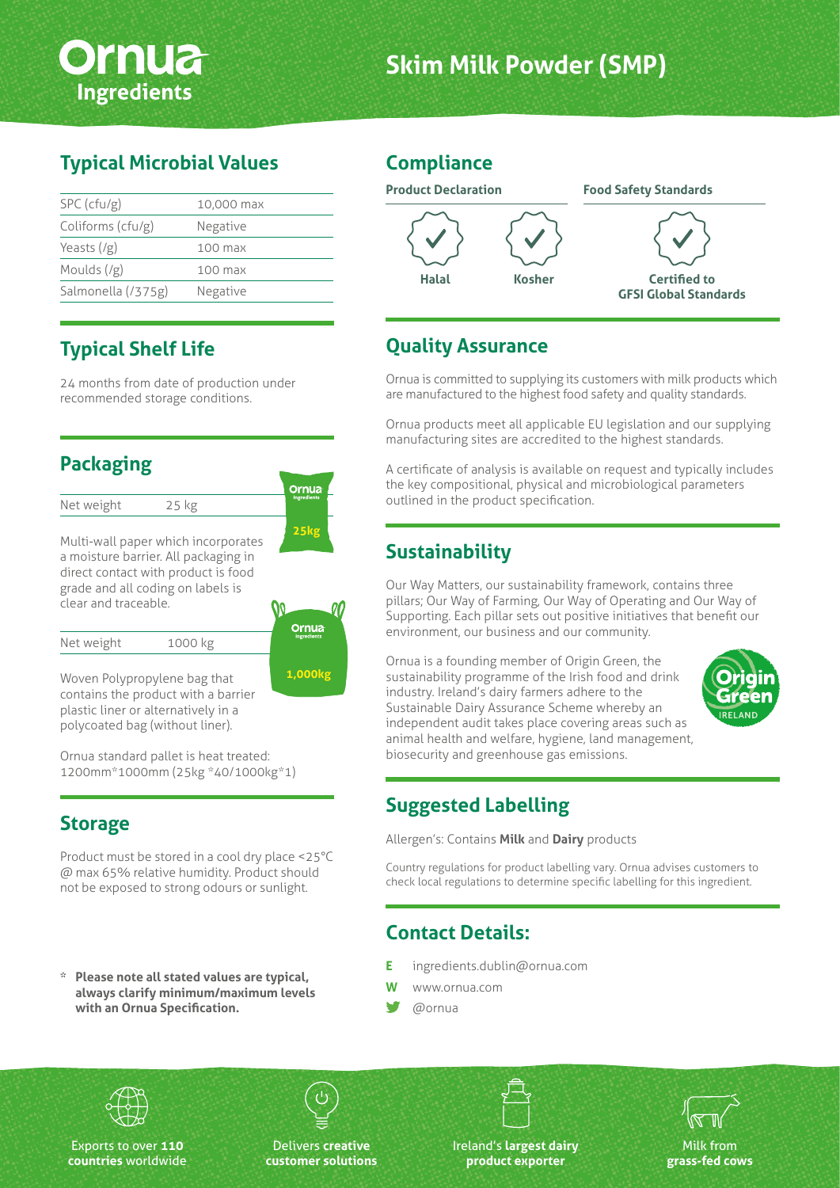# Ornua Ingredients

# Skim Milk Powder (SMP)

## Typical Microbial Values

| | |
|---|---|
| SPC (cfu/g) | 10,000 max |
| Coliforms (cfu/g) | Negative |
| Yeasts (/g) | 100 max |
| Moulds (/g) | 100 max |
| Salmonella (/375g) | Negative |

## Typical Shelf Life

24 months from date of production under recommended storage conditions.

## Packaging

| | |
|---|---|
| Net weight | 25 kg |

Multi-wall paper which incorporates a moisture barrier. All packaging in direct contact with product is food grade and all coding on labels is clear and traceable.

| | |
|---|---|
| Net weight | 1000 kg |

Woven Polypropylene bag that contains the product with a barrier plastic liner or alternatively in a polycoated bag (without liner).

Ornua standard pallet is heat treated: 1200mm*1000mm (25kg *40/1000kg*1)

## Storage

Product must be stored in a cool dry place <25°C @ max 65% relative humidity. Product should not be exposed to strong odours or sunlight.

\* **Please note all stated values are typical, always clarify minimum/maximum levels with an Ornua Specification.**

## Compliance

**Product Declaration**

- Halal
- Kosher

**Food Safety Standards**

- Certified to GFSI Global Standards

## Quality Assurance

Ornua is committed to supplying its customers with milk products which are manufactured to the highest food safety and quality standards.

Ornua products meet all applicable EU legislation and our supplying manufacturing sites are accredited to the highest standards.

A certificate of analysis is available on request and typically includes the key compositional, physical and microbiological parameters outlined in the product specification.

## Sustainability

Our Way Matters, our sustainability framework, contains three pillars; Our Way of Farming, Our Way of Operating and Our Way of Supporting. Each pillar sets out positive initiatives that benefit our environment, our business and our community.

Ornua is a founding member of Origin Green, the sustainability programme of the Irish food and drink industry. Ireland's dairy farmers adhere to the Sustainable Dairy Assurance Scheme whereby an independent audit takes place covering areas such as animal health and welfare, hygiene, land management, biosecurity and greenhouse gas emissions.

## Suggested Labelling

Allergen's: Contains **Milk** and **Dairy** products

Country regulations for product labelling vary. Ornua advises customers to check local regulations to determine specific labelling for this ingredient.

## Contact Details:

- **E** ingredients.dublin@ornua.com
- **W** www.ornua.com
- @ornua

Exports to over **110 countries** worldwide

Delivers **creative customer solutions**

Ireland's **largest dairy product exporter**

Milk from **grass-fed cows**